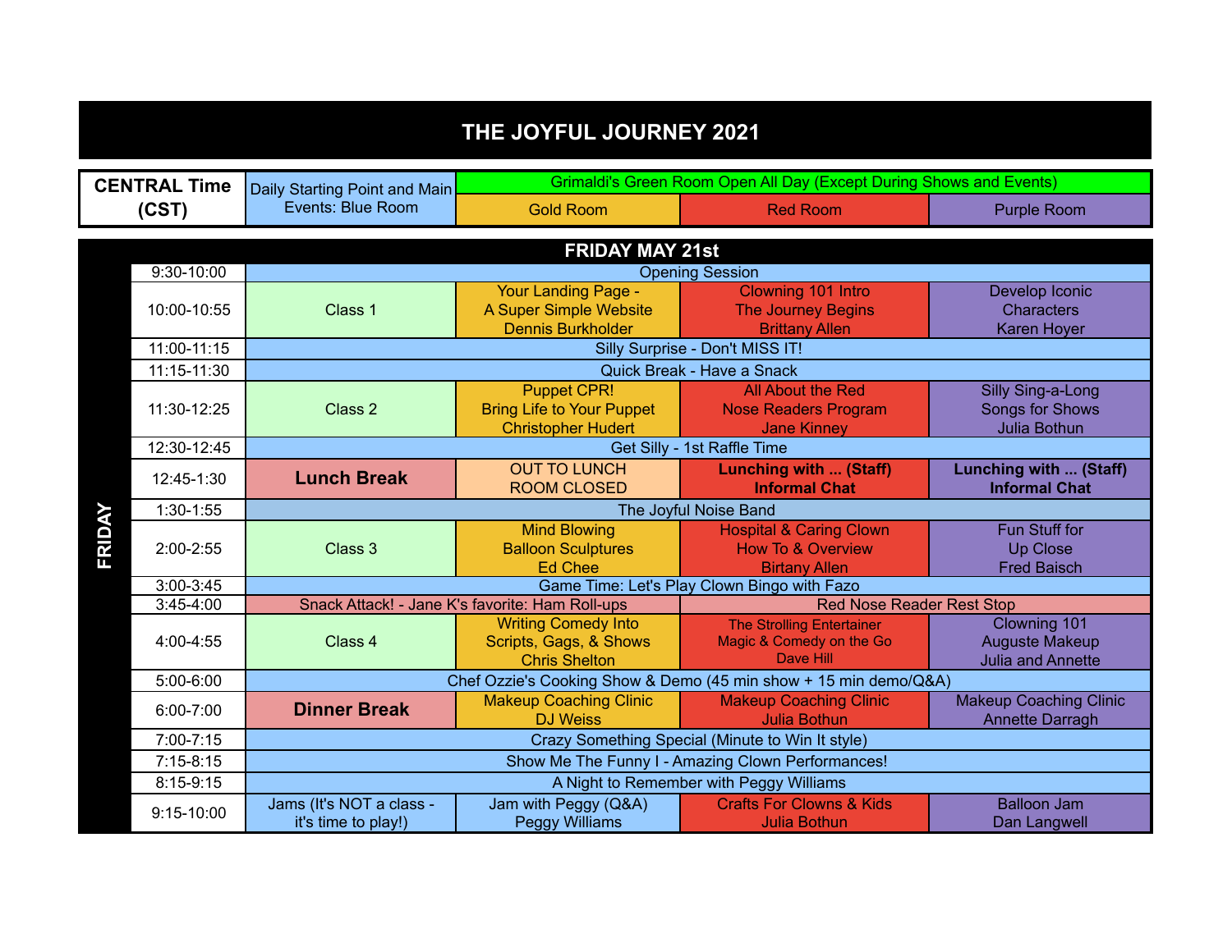# THE JOYFUL JOURNEY 2021

| CENTRAL Time (CST) | Daily Starting Point and Main Events: Blue Room | Grimaldi's Green Room Open All Day (Except During Shows and Events) | | |
|---|---|---|---|---|
| | | Gold Room | Red Room | Purple Room |

## FRIDAY MAY 21st

| Time | Blue Room | Gold Room | Red Room | Purple Room |
|---|---|---|---|---|
| 9:30-10:00 | Opening Session | | | |
| 10:00-10:55 | Class 1 | Your Landing Page - A Super Simple Website Dennis Burkholder | Clowning 101 Intro The Journey Begins Brittany Allen | Develop Iconic Characters Karen Hoyer |
| 11:00-11:15 | Silly Surprise - Don't MISS IT! | | | |
| 11:15-11:30 | Quick Break - Have a Snack | | | |
| 11:30-12:25 | Class 2 | Puppet CPR! Bring Life to Your Puppet Christopher Hudert | All About the Red Nose Readers Program Jane Kinney | Silly Sing-a-Long Songs for Shows Julia Bothun |
| 12:30-12:45 | Get Silly - 1st Raffle Time | | | |
| 12:45-1:30 | **Lunch Break** | OUT TO LUNCH ROOM CLOSED | **Lunching with ... (Staff) Informal Chat** | **Lunching with ... (Staff) Informal Chat** |
| 1:30-1:55 | The Joyful Noise Band | | | |
| 2:00-2:55 | Class 3 | Mind Blowing Balloon Sculptures Ed Chee | Hospital & Caring Clown How To & Overview Birtany Allen | Fun Stuff for Up Close Fred Baisch |
| 3:00-3:45 | Game Time: Let's Play Clown Bingo with Fazo | | | |
| 3:45-4:00 | Snack Attack! - Jane K's favorite: Ham Roll-ups | | Red Nose Reader Rest Stop | |
| 4:00-4:55 | Class 4 | Writing Comedy Into Scripts, Gags, & Shows Chris Shelton | The Strolling Entertainer Magic & Comedy on the Go Dave Hill | Clowning 101 Auguste Makeup Julia and Annette |
| 5:00-6:00 | Chef Ozzie's Cooking Show & Demo (45 min show + 15 min demo/Q&A) | | | |
| 6:00-7:00 | **Dinner Break** | Makeup Coaching Clinic DJ Weiss | Makeup Coaching Clinic Julia Bothun | Makeup Coaching Clinic Annette Darragh |
| 7:00-7:15 | Crazy Something Special (Minute to Win It style) | | | |
| 7:15-8:15 | Show Me The Funny I - Amazing Clown Performances! | | | |
| 8:15-9:15 | A Night to Remember with Peggy Williams | | | |
| 9:15-10:00 | Jams (It's NOT a class - it's time to play!) | Jam with Peggy (Q&A) Peggy Williams | Crafts For Clowns & Kids Julia Bothun | Balloon Jam Dan Langwell |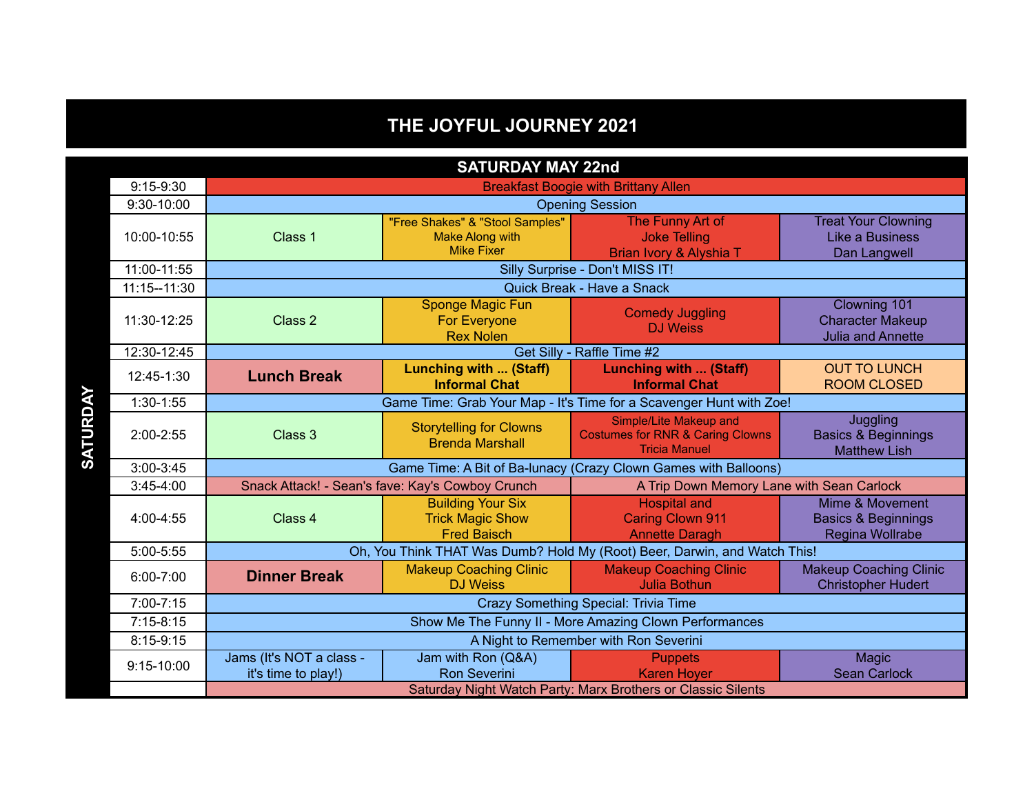# THE JOYFUL JOURNEY 2021

## SATURDAY MAY 22nd

| Time | | | | |
|---|---|---|---|---|
| 9:15-9:30 | Breakfast Boogie with Brittany Allen | | | |
| 9:30-10:00 | Opening Session | | | |
| 10:00-10:55 | Class 1 | "Free Shakes" & "Stool Samples" Make Along with Mike Fixer | The Funny Art of Joke Telling Brian Ivory & Alyshia T | Treat Your Clowning Like a Business Dan Langwell |
| 11:00-11:55 | Silly Surprise - Don't MISS IT! | | | |
| 11:15--11:30 | Quick Break - Have a Snack | | | |
| 11:30-12:25 | Class 2 | Sponge Magic Fun For Everyone Rex Nolen | Comedy Juggling DJ Weiss | Clowning 101 Character Makeup Julia and Annette |
| 12:30-12:45 | Get Silly - Raffle Time #2 | | | |
| 12:45-1:30 | **Lunch Break** | **Lunching with ... (Staff) Informal Chat** | **Lunching with ... (Staff) Informal Chat** | OUT TO LUNCH ROOM CLOSED |
| 1:30-1:55 | Game Time: Grab Your Map - It's Time for a Scavenger Hunt with Zoe! | | | |
| 2:00-2:55 | Class 3 | Storytelling for Clowns Brenda Marshall | Simple/Lite Makeup and Costumes for RNR & Caring Clowns Tricia Manuel | Juggling Basics & Beginnings Matthew Lish |
| 3:00-3:45 | Game Time: A Bit of Ba-lunacy (Crazy Clown Games with Balloons) | | | |
| 3:45-4:00 | Snack Attack! - Sean's fave: Kay's Cowboy Crunch | | A Trip Down Memory Lane with Sean Carlock | |
| 4:00-4:55 | Class 4 | Building Your Six Trick Magic Show Fred Baisch | Hospital and Caring Clown 911 Annette Daragh | Mime & Movement Basics & Beginnings Regina Wollrabe |
| 5:00-5:55 | Oh, You Think THAT Was Dumb? Hold My (Root) Beer, Darwin, and Watch This! | | | |
| 6:00-7:00 | **Dinner Break** | Makeup Coaching Clinic DJ Weiss | Makeup Coaching Clinic Julia Bothun | Makeup Coaching Clinic Christopher Hudert |
| 7:00-7:15 | Crazy Something Special: Trivia Time | | | |
| 7:15-8:15 | Show Me The Funny II - More Amazing Clown Performances | | | |
| 8:15-9:15 | A Night to Remember with Ron Severini | | | |
| 9:15-10:00 | Jams (It's NOT a class - it's time to play!) | Jam with Ron (Q&A) Ron Severini | Puppets Karen Hoyer | Magic Sean Carlock |
| | Saturday Night Watch Party: Marx Brothers or Classic Silents | | | |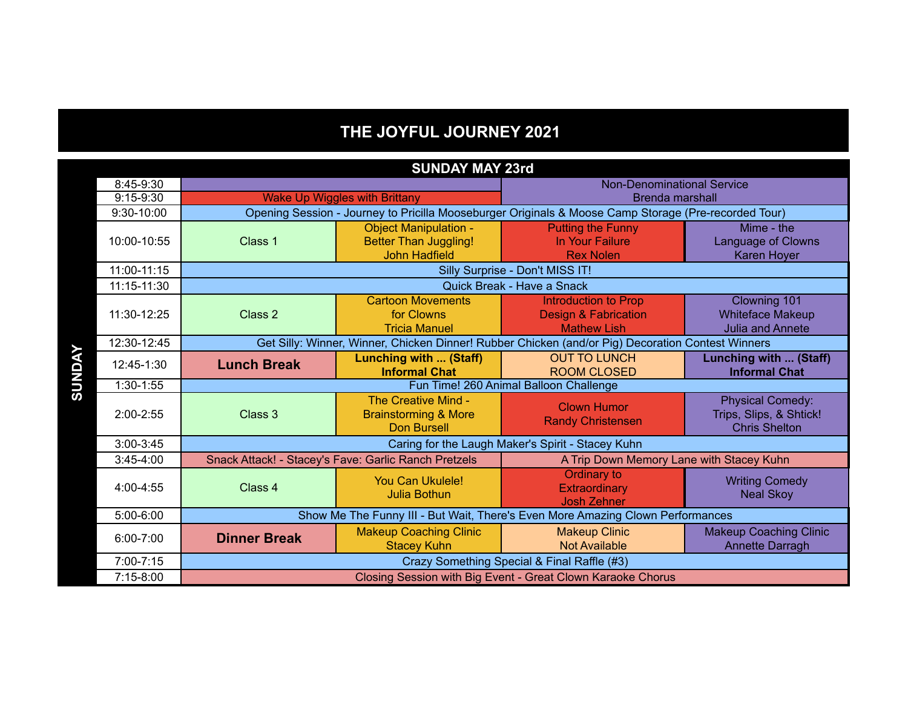# THE JOYFUL JOURNEY 2021

## SUNDAY MAY 23rd

| | | | | |
|---|---|---|---|---|
| 8:45-9:30 | | | Non-Denominational Service Brenda marshall | |
| 9:15-9:30 | Wake Up Wiggles with Brittany | | | |
| 9:30-10:00 | Opening Session - Journey to Pricilla Mooseburger Originals & Moose Camp Storage (Pre-recorded Tour) | | | |
| 10:00-10:55 | Class 1 | Object Manipulation - Better Than Juggling! John Hadfield | Putting the Funny In Your Failure Rex Nolen | Mime - the Language of Clowns Karen Hoyer |
| 11:00-11:15 | Silly Surprise - Don't MISS IT! | | | |
| 11:15-11:30 | Quick Break - Have a Snack | | | |
| 11:30-12:25 | Class 2 | Cartoon Movements for Clowns Tricia Manuel | Introduction to Prop Design & Fabrication Mathew Lish | Clowning 101 Whiteface Makeup Julia and Annete |
| 12:30-12:45 | Get Silly: Winner, Winner, Chicken Dinner! Rubber Chicken (and/or Pig) Decoration Contest Winners | | | |
| 12:45-1:30 | **Lunch Break** | **Lunching with ... (Staff) Informal Chat** | OUT TO LUNCH ROOM CLOSED | **Lunching with ... (Staff) Informal Chat** |
| 1:30-1:55 | Fun Time! 260 Animal Balloon Challenge | | | |
| 2:00-2:55 | Class 3 | The Creative Mind - Brainstorming & More Don Bursell | Clown Humor Randy Christensen | Physical Comedy: Trips, Slips, & Shtick! Chris Shelton |
| 3:00-3:45 | Caring for the Laugh Maker's Spirit - Stacey Kuhn | | | |
| 3:45-4:00 | Snack Attack! - Stacey's Fave: Garlic Ranch Pretzels | | A Trip Down Memory Lane with Stacey Kuhn | |
| 4:00-4:55 | Class 4 | You Can Ukulele! Julia Bothun | Ordinary to Extraordinary Josh Zehner | Writing Comedy Neal Skoy |
| 5:00-6:00 | Show Me The Funny III - But Wait, There's Even More Amazing Clown Performances | | | |
| 6:00-7:00 | **Dinner Break** | Makeup Coaching Clinic Stacey Kuhn | Makeup Clinic Not Available | Makeup Coaching Clinic Annette Darragh |
| 7:00-7:15 | Crazy Something Special & Final Raffle (#3) | | | |
| 7:15-8:00 | Closing Session with Big Event - Great Clown Karaoke Chorus | | | |